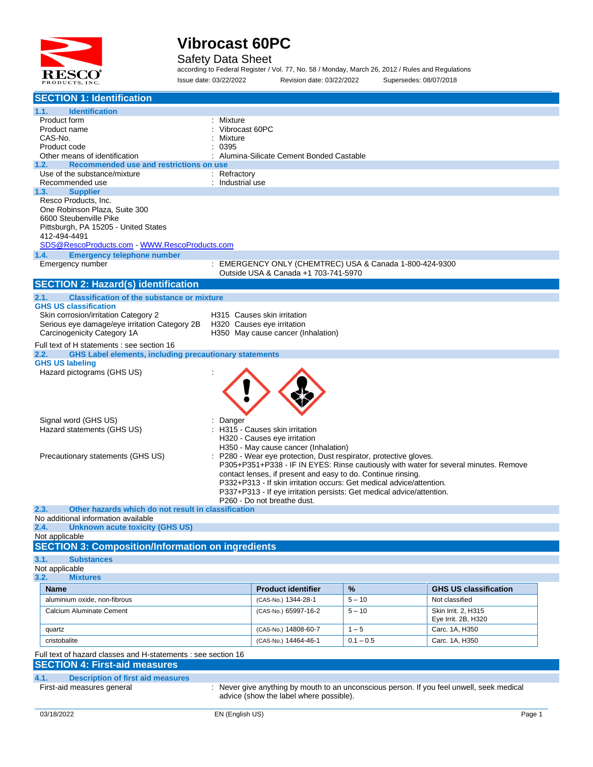# Vibrocast 60PC

Safety Data Sheet

according to Federal Register / Vol. 77, No. 58 / Monday, March 26, 2012 / Rules and Regulations

Issue date: 03/22/2022 Revision date: 03/22/2022 Supersedes: 08/07/2018

## SECTION 1: Identification

### 1.1. Identification

Product form : Mixture

Product name : Vibrocast 60PC

CAS-No. : Mixture

Product code : 0395

Other means of identification : Alumina-Silicate Cement Bonded Castable

### 1.2. Recommended use and restrictions on use

Use of the substance/mixture : Refractory

Recommended use : Industrial use

### 1.3. Supplier

Resco Products, Inc.
One Robinson Plaza, Suite 300
6600 Steubenville Pike
Pittsburgh, PA 15205 - United States
412-494-4491
SDS@RescoProducts.com - WWW.RescoProducts.com

### 1.4. Emergency telephone number

Emergency number : EMERGENCY ONLY (CHEMTREC) USA & Canada 1-800-424-9300
Outside USA & Canada +1 703-741-5970

## SECTION 2: Hazard(s) identification

### 2.1. Classification of the substance or mixture

**GHS US classification**

Skin corrosion/irritation Category 2 H315 Causes skin irritation

Serious eye damage/eye irritation Category 2B H320 Causes eye irritation

Carcinogenicity Category 1A H350 May cause cancer (Inhalation)

Full text of H statements : see section 16

### 2.2. GHS Label elements, including precautionary statements

**GHS US labeling**

Hazard pictograms (GHS US) :

Signal word (GHS US) : Danger

Hazard statements (GHS US) : H315 - Causes skin irritation
H320 - Causes eye irritation
H350 - May cause cancer (Inhalation)

Precautionary statements (GHS US) : P280 - Wear eye protection, Dust respirator, protective gloves.
P305+P351+P338 - IF IN EYES: Rinse cautiously with water for several minutes. Remove contact lenses, if present and easy to do. Continue rinsing.
P332+P313 - If skin irritation occurs: Get medical advice/attention.
P337+P313 - If eye irritation persists: Get medical advice/attention.
P260 - Do not breathe dust.

### 2.3. Other hazards which do not result in classification

No additional information available

### 2.4. Unknown acute toxicity (GHS US)

Not applicable

## SECTION 3: Composition/Information on ingredients

### 3.1. Substances

Not applicable

### 3.2. Mixtures

| Name | Product identifier | % | GHS US classification |
|---|---|---|---|
| aluminium oxide, non-fibrous | (CAS-No.) 1344-28-1 | 5 – 10 | Not classified |
| Calcium Aluminate Cement | (CAS-No.) 65997-16-2 | 5 – 10 | Skin Irrit. 2, H315<br>Eye Irrit. 2B, H320 |
| quartz | (CAS-No.) 14808-60-7 | 1 – 5 | Carc. 1A, H350 |
| cristobalite | (CAS-No.) 14464-46-1 | 0.1 – 0.5 | Carc. 1A, H350 |

Full text of hazard classes and H-statements : see section 16

## SECTION 4: First-aid measures

### 4.1. Description of first aid measures

First-aid measures general : Never give anything by mouth to an unconscious person. If you feel unwell, seek medical advice (show the label where possible).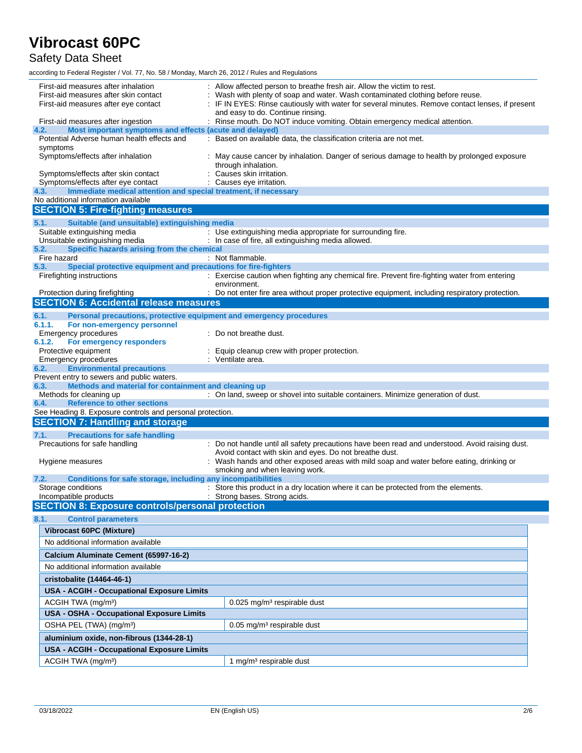First-aid measures after inhalation : Allow affected person to breathe fresh air. Allow the victim to rest.
First-aid measures after skin contact : Wash with plenty of soap and water. Wash contaminated clothing before reuse.
First-aid measures after eye contact : IF IN EYES: Rinse cautiously with water for several minutes. Remove contact lenses, if present and easy to do. Continue rinsing.
First-aid measures after ingestion : Rinse mouth. Do NOT induce vomiting. Obtain emergency medical attention.

### 4.2. Most important symptoms and effects (acute and delayed)

Potential Adverse human health effects and symptoms : Based on available data, the classification criteria are not met.
Symptoms/effects after inhalation : May cause cancer by inhalation. Danger of serious damage to health by prolonged exposure through inhalation.
Symptoms/effects after skin contact : Causes skin irritation.
Symptoms/effects after eye contact : Causes eye irritation.

### 4.3. Immediate medical attention and special treatment, if necessary

No additional information available

## SECTION 5: Fire-fighting measures

### 5.1. Suitable (and unsuitable) extinguishing media

Suitable extinguishing media : Use extinguishing media appropriate for surrounding fire.
Unsuitable extinguishing media : In case of fire, all extinguishing media allowed.

### 5.2. Specific hazards arising from the chemical

Fire hazard : Not flammable.

### 5.3. Special protective equipment and precautions for fire-fighters

Firefighting instructions : Exercise caution when fighting any chemical fire. Prevent fire-fighting water from entering environment.
Protection during firefighting : Do not enter fire area without proper protective equipment, including respiratory protection.

## SECTION 6: Accidental release measures

### 6.1. Personal precautions, protective equipment and emergency procedures

#### 6.1.1. For non-emergency personnel

Emergency procedures : Do not breathe dust.

#### 6.1.2. For emergency responders

Protective equipment : Equip cleanup crew with proper protection.
Emergency procedures : Ventilate area.

### 6.2. Environmental precautions

Prevent entry to sewers and public waters.

### 6.3. Methods and material for containment and cleaning up

Methods for cleaning up : On land, sweep or shovel into suitable containers. Minimize generation of dust.

### 6.4. Reference to other sections

See Heading 8. Exposure controls and personal protection.

## SECTION 7: Handling and storage

### 7.1. Precautions for safe handling

Precautions for safe handling : Do not handle until all safety precautions have been read and understood. Avoid raising dust. Avoid contact with skin and eyes. Do not breathe dust.
Hygiene measures : Wash hands and other exposed areas with mild soap and water before eating, drinking or smoking and when leaving work.

### 7.2. Conditions for safe storage, including any incompatibilities

Storage conditions : Store this product in a dry location where it can be protected from the elements.
Incompatible products : Strong bases. Strong acids.

## SECTION 8: Exposure controls/personal protection

### 8.1. Control parameters

| **Vibrocast 60PC (Mixture)** | |
|---|---|
| No additional information available | |
| **Calcium Aluminate Cement (65997-16-2)** | |
| No additional information available | |
| **cristobalite (14464-46-1)** | |
| **USA - ACGIH - Occupational Exposure Limits** | |
| ACGIH TWA (mg/m³) | 0.025 mg/m³ respirable dust |
| **USA - OSHA - Occupational Exposure Limits** | |
| OSHA PEL (TWA) (mg/m³) | 0.05 mg/m³ respirable dust |
| **aluminium oxide, non-fibrous (1344-28-1)** | |
| **USA - ACGIH - Occupational Exposure Limits** | |
| ACGIH TWA (mg/m³) | 1 mg/m³ respirable dust |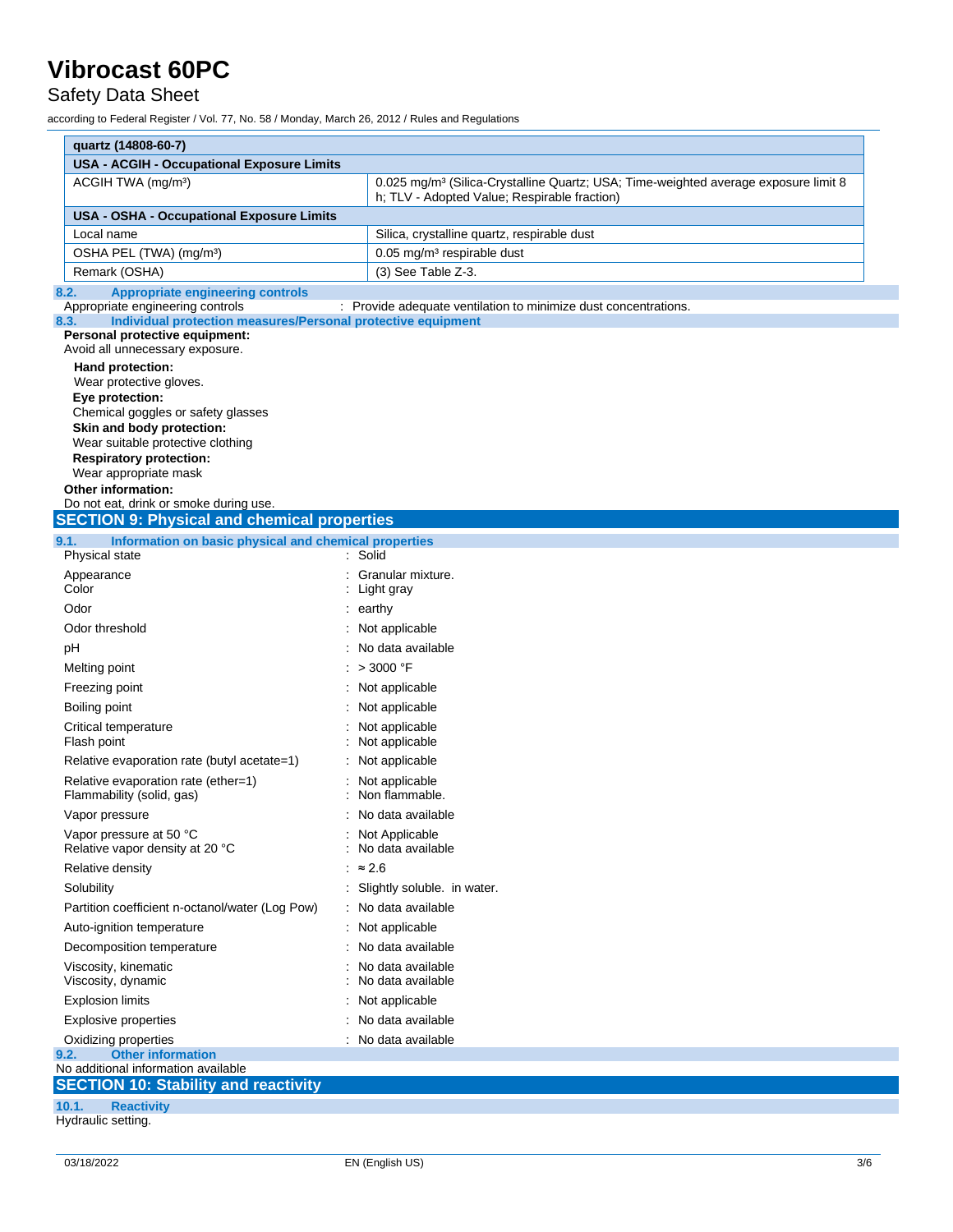| quartz (14808-60-7) | |
|---|---|
| **USA - ACGIH - Occupational Exposure Limits** | |
| ACGIH TWA (mg/m³) | 0.025 mg/m³ (Silica-Crystalline Quartz; USA; Time-weighted average exposure limit 8 h; TLV - Adopted Value; Respirable fraction) |
| **USA - OSHA - Occupational Exposure Limits** | |
| Local name | Silica, crystalline quartz, respirable dust |
| OSHA PEL (TWA) (mg/m³) | 0.05 mg/m³ respirable dust |
| Remark (OSHA) | (3) See Table Z-3. |

### 8.2. Appropriate engineering controls

Appropriate engineering controls : Provide adequate ventilation to minimize dust concentrations.

### 8.3. Individual protection measures/Personal protective equipment

**Personal protective equipment:**

Avoid all unnecessary exposure.

**Hand protection:**

Wear protective gloves.

**Eye protection:**

Chemical goggles or safety glasses

**Skin and body protection:**

Wear suitable protective clothing

**Respiratory protection:**

Wear appropriate mask

**Other information:**

Do not eat, drink or smoke during use.

## SECTION 9: Physical and chemical properties

### 9.1. Information on basic physical and chemical properties

| Property | Value |
|---|---|
| Physical state | Solid |
| Appearance | Granular mixture. |
| Color | Light gray |
| Odor | earthy |
| Odor threshold | Not applicable |
| pH | No data available |
| Melting point | > 3000 °F |
| Freezing point | Not applicable |
| Boiling point | Not applicable |
| Critical temperature | Not applicable |
| Flash point | Not applicable |
| Relative evaporation rate (butyl acetate=1) | Not applicable |
| Relative evaporation rate (ether=1) | Not applicable |
| Flammability (solid, gas) | Non flammable. |
| Vapor pressure | No data available |
| Vapor pressure at 50 °C | Not Applicable |
| Relative vapor density at 20 °C | No data available |
| Relative density | ≈ 2.6 |
| Solubility | Slightly soluble. in water. |
| Partition coefficient n-octanol/water (Log Pow) | No data available |
| Auto-ignition temperature | Not applicable |
| Decomposition temperature | No data available |
| Viscosity, kinematic | No data available |
| Viscosity, dynamic | No data available |
| Explosion limits | Not applicable |
| Explosive properties | No data available |
| Oxidizing properties | No data available |

### 9.2. Other information

No additional information available

## SECTION 10: Stability and reactivity

### 10.1. Reactivity

Hydraulic setting.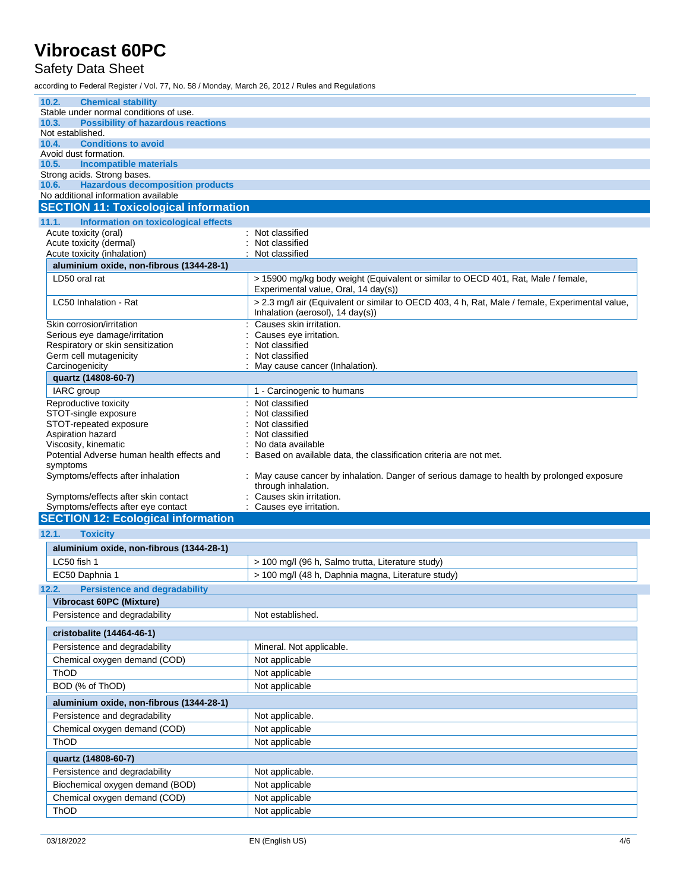### 10.2. Chemical stability

Stable under normal conditions of use.

### 10.3. Possibility of hazardous reactions

Not established.

### 10.4. Conditions to avoid

Avoid dust formation.

### 10.5. Incompatible materials

Strong acids. Strong bases.

### 10.6. Hazardous decomposition products

No additional information available

## SECTION 11: Toxicological information

### 11.1. Information on toxicological effects

Acute toxicity (oral) : Not classified
Acute toxicity (dermal) : Not classified
Acute toxicity (inhalation) : Not classified

| aluminium oxide, non-fibrous (1344-28-1) | |
|---|---|
| LD50 oral rat | > 15900 mg/kg body weight (Equivalent or similar to OECD 401, Rat, Male / female, Experimental value, Oral, 14 day(s)) |
| LC50 Inhalation - Rat | > 2.3 mg/l air (Equivalent or similar to OECD 403, 4 h, Rat, Male / female, Experimental value, Inhalation (aerosol), 14 day(s)) |

Skin corrosion/irritation : Causes skin irritation.
Serious eye damage/irritation : Causes eye irritation.
Respiratory or skin sensitization : Not classified
Germ cell mutagenicity : Not classified
Carcinogenicity : May cause cancer (Inhalation).

| quartz (14808-60-7) | |
|---|---|
| IARC group | 1 - Carcinogenic to humans |

Reproductive toxicity : Not classified
STOT-single exposure : Not classified
STOT-repeated exposure : Not classified
Aspiration hazard : Not classified
Viscosity, kinematic : No data available
Potential Adverse human health effects and symptoms : Based on available data, the classification criteria are not met.
Symptoms/effects after inhalation : May cause cancer by inhalation. Danger of serious damage to health by prolonged exposure through inhalation.
Symptoms/effects after skin contact : Causes skin irritation.
Symptoms/effects after eye contact : Causes eye irritation.

## SECTION 12: Ecological information

### 12.1. Toxicity

| aluminium oxide, non-fibrous (1344-28-1) | |
|---|---|
| LC50 fish 1 | > 100 mg/l (96 h, Salmo trutta, Literature study) |
| EC50 Daphnia 1 | > 100 mg/l (48 h, Daphnia magna, Literature study) |

### 12.2. Persistence and degradability

| Vibrocast 60PC (Mixture) | |
|---|---|
| Persistence and degradability | Not established. |

| cristobalite (14464-46-1) | |
|---|---|
| Persistence and degradability | Mineral. Not applicable. |
| Chemical oxygen demand (COD) | Not applicable |
| ThOD | Not applicable |
| BOD (% of ThOD) | Not applicable |

| aluminium oxide, non-fibrous (1344-28-1) | |
|---|---|
| Persistence and degradability | Not applicable. |
| Chemical oxygen demand (COD) | Not applicable |
| ThOD | Not applicable |

| quartz (14808-60-7) | |
|---|---|
| Persistence and degradability | Not applicable. |
| Biochemical oxygen demand (BOD) | Not applicable |
| Chemical oxygen demand (COD) | Not applicable |
| ThOD | Not applicable |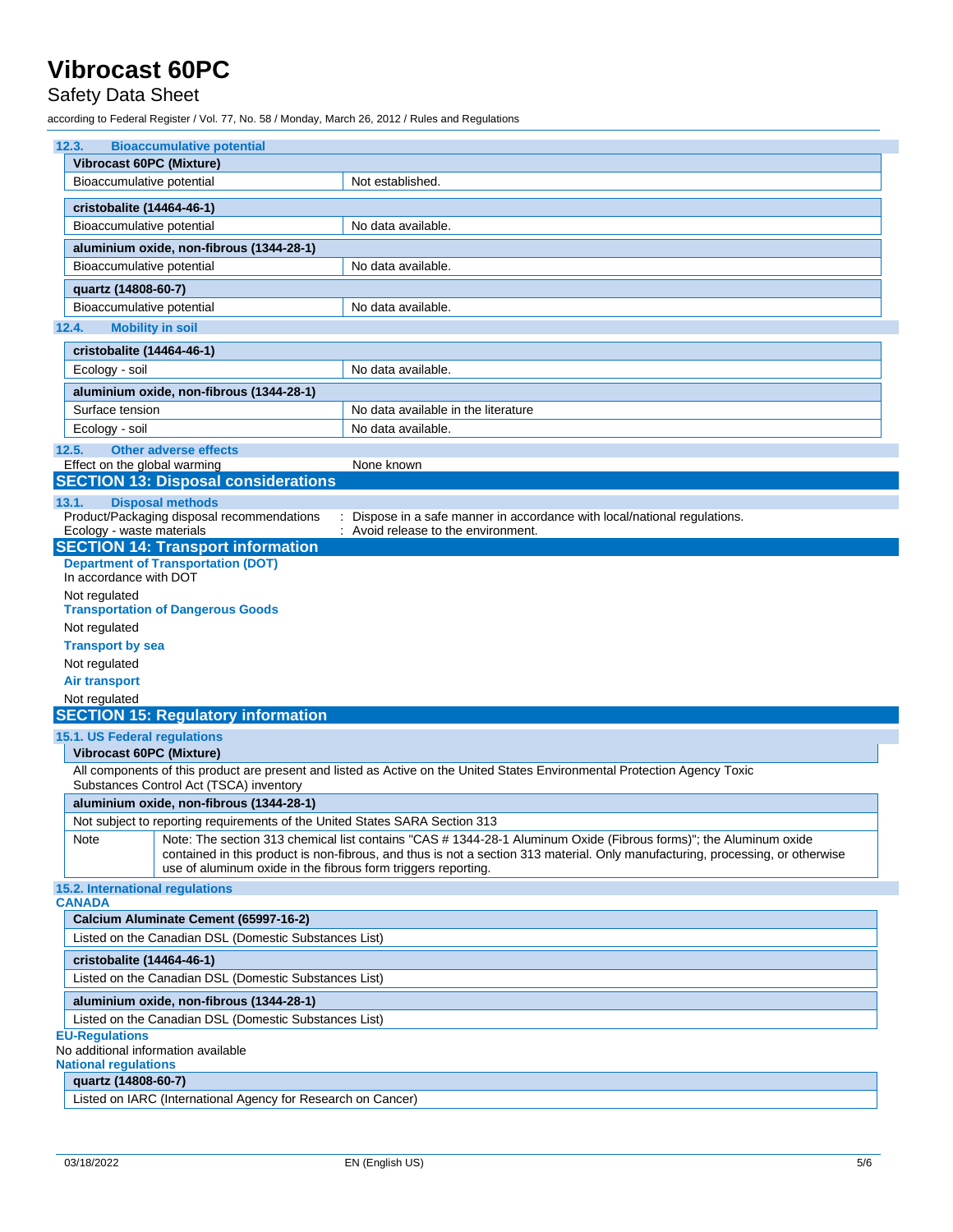### 12.3. Bioaccumulative potential

| Vibrocast 60PC (Mixture) | |
|---|---|
| Bioaccumulative potential | Not established. |

| cristobalite (14464-46-1) | |
|---|---|
| Bioaccumulative potential | No data available. |

| aluminium oxide, non-fibrous (1344-28-1) | |
|---|---|
| Bioaccumulative potential | No data available. |

| quartz (14808-60-7) | |
|---|---|
| Bioaccumulative potential | No data available. |

### 12.4. Mobility in soil

| cristobalite (14464-46-1) | |
|---|---|
| Ecology - soil | No data available. |

| aluminium oxide, non-fibrous (1344-28-1) | |
|---|---|
| Surface tension | No data available in the literature |
| Ecology - soil | No data available. |

### 12.5. Other adverse effects

Effect on the global warming : None known

## SECTION 13: Disposal considerations

### 13.1. Disposal methods

Product/Packaging disposal recommendations : Dispose in a safe manner in accordance with local/national regulations.

Ecology - waste materials : Avoid release to the environment.

## SECTION 14: Transport information

**Department of Transportation (DOT)**

In accordance with DOT

Not regulated

**Transportation of Dangerous Goods**

Not regulated

**Transport by sea**

Not regulated

**Air transport**

Not regulated

## SECTION 15: Regulatory information

### 15.1. US Federal regulations

| Vibrocast 60PC (Mixture) |
|---|
| All components of this product are present and listed as Active on the United States Environmental Protection Agency Toxic Substances Control Act (TSCA) inventory |

| aluminium oxide, non-fibrous (1344-28-1) | |
|---|---|
| Not subject to reporting requirements of the United States SARA Section 313 | |
| Note | Note: The section 313 chemical list contains "CAS # 1344-28-1 Aluminum Oxide (Fibrous forms)"; the Aluminum oxide contained in this product is non-fibrous, and thus is not a section 313 material. Only manufacturing, processing, or otherwise use of aluminum oxide in the fibrous form triggers reporting. |

### 15.2. International regulations

**CANADA**

| Calcium Aluminate Cement (65997-16-2) |
|---|
| Listed on the Canadian DSL (Domestic Substances List) |

| cristobalite (14464-46-1) |
|---|
| Listed on the Canadian DSL (Domestic Substances List) |

| aluminium oxide, non-fibrous (1344-28-1) |
|---|
| Listed on the Canadian DSL (Domestic Substances List) |

**EU-Regulations**

No additional information available

**National regulations**

| quartz (14808-60-7) |
|---|
| Listed on IARC (International Agency for Research on Cancer) |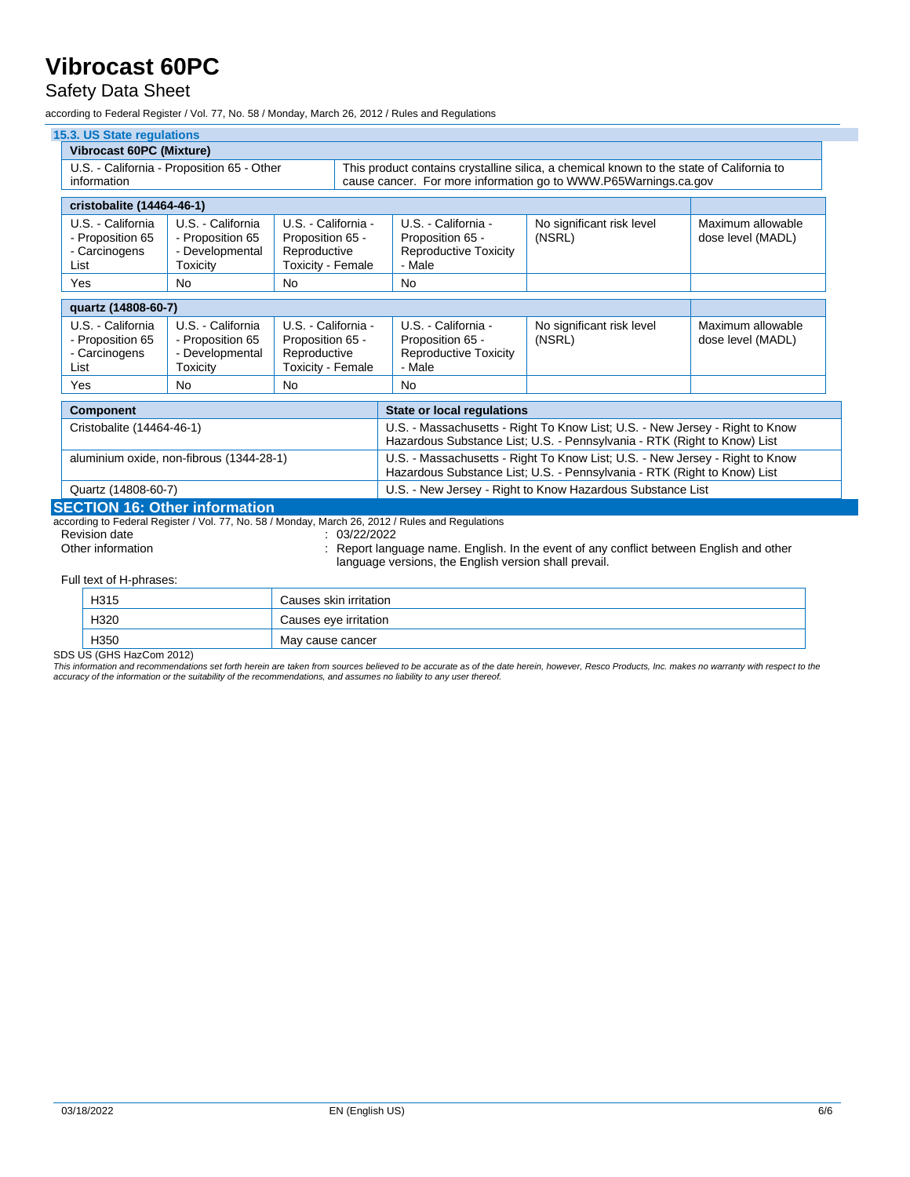### 15.3. US State regulations

| Vibrocast 60PC (Mixture) | |
|---|---|
| U.S. - California - Proposition 65 - Other information | This product contains crystalline silica, a chemical known to the state of California to cause cancer. For more information go to WWW.P65Warnings.ca.gov |

| cristobalite (14464-46-1) | | | | | |
|---|---|---|---|---|---|
| U.S. - California - Proposition 65 - Carcinogens List | U.S. - California - Proposition 65 - Developmental Toxicity | U.S. - California - Proposition 65 - Reproductive Toxicity - Female | U.S. - California - Proposition 65 - Reproductive Toxicity - Male | No significant risk level (NSRL) | Maximum allowable dose level (MADL) |
| Yes | No | No | No | | |

| quartz (14808-60-7) | | | | | |
|---|---|---|---|---|---|
| U.S. - California - Proposition 65 - Carcinogens List | U.S. - California - Proposition 65 - Developmental Toxicity | U.S. - California - Proposition 65 - Reproductive Toxicity - Female | U.S. - California - Proposition 65 - Reproductive Toxicity - Male | No significant risk level (NSRL) | Maximum allowable dose level (MADL) |
| Yes | No | No | No | | |

| Component | State or local regulations |
|---|---|
| Cristobalite (14464-46-1) | U.S. - Massachusetts - Right To Know List; U.S. - New Jersey - Right to Know Hazardous Substance List; U.S. - Pennsylvania - RTK (Right to Know) List |
| aluminium oxide, non-fibrous (1344-28-1) | U.S. - Massachusetts - Right To Know List; U.S. - New Jersey - Right to Know Hazardous Substance List; U.S. - Pennsylvania - RTK (Right to Know) List |
| Quartz (14808-60-7) | U.S. - New Jersey - Right to Know Hazardous Substance List |

## SECTION 16: Other information

according to Federal Register / Vol. 77, No. 58 / Monday, March 26, 2012 / Rules and Regulations

Revision date : 03/22/2022

Other information : Report language name. English. In the event of any conflict between English and other language versions, the English version shall prevail.

Full text of H-phrases:

| | |
|---|---|
| H315 | Causes skin irritation |
| H320 | Causes eye irritation |
| H350 | May cause cancer |

SDS US (GHS HazCom 2012)

*This information and recommendations set forth herein are taken from sources believed to be accurate as of the date herein, however, Resco Products, Inc. makes no warranty with respect to the accuracy of the information or the suitability of the recommendations, and assumes no liability to any user thereof.*